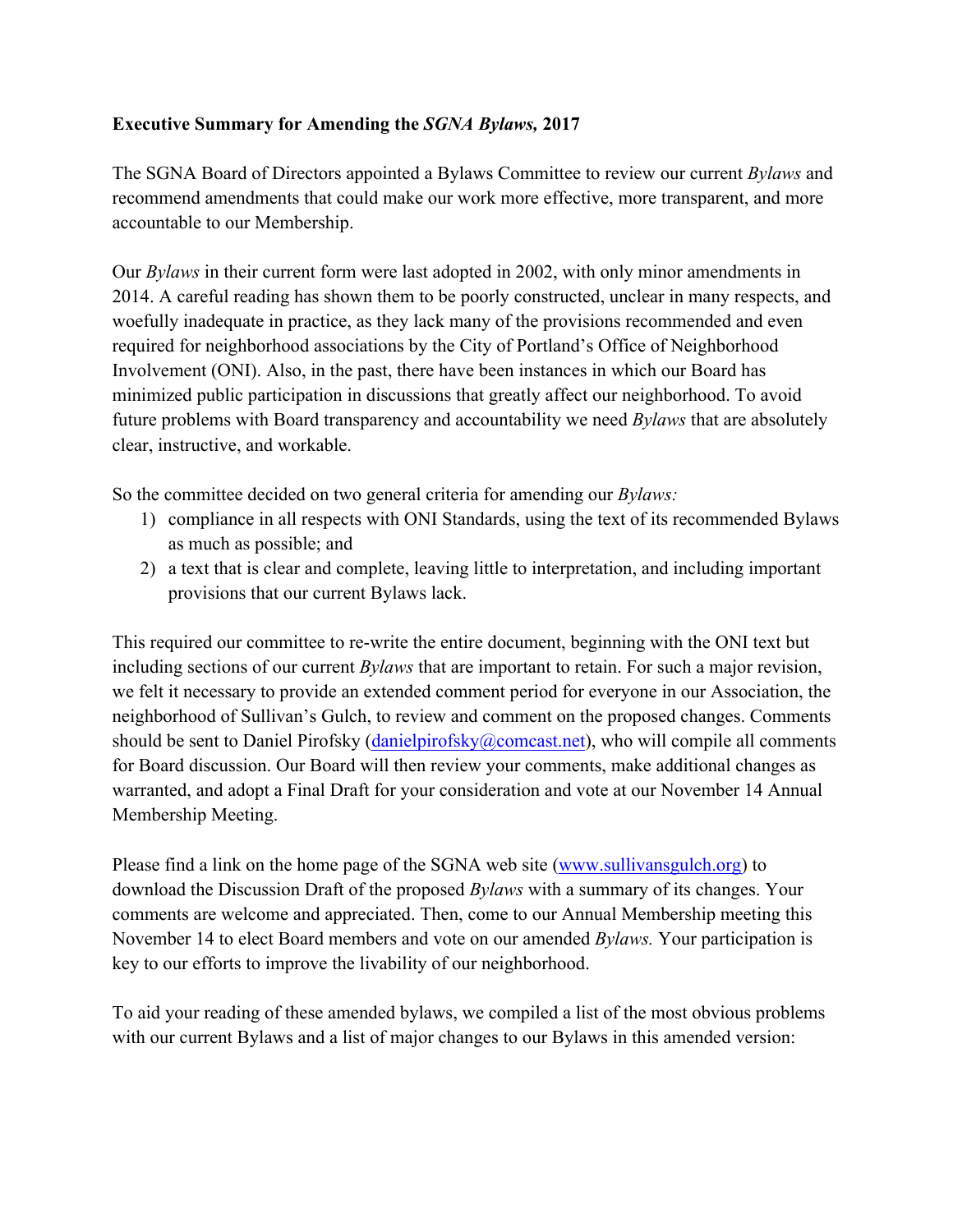**Executive Summary for Amending the *SGNA Bylaws,* 2017**

The SGNA Board of Directors appointed a Bylaws Committee to review our current *Bylaws* and recommend amendments that could make our work more effective, more transparent, and more accountable to our Membership.

Our *Bylaws* in their current form were last adopted in 2002, with only minor amendments in 2014. A careful reading has shown them to be poorly constructed, unclear in many respects, and woefully inadequate in practice, as they lack many of the provisions recommended and even required for neighborhood associations by the City of Portland's Office of Neighborhood Involvement (ONI). Also, in the past, there have been instances in which our Board has minimized public participation in discussions that greatly affect our neighborhood. To avoid future problems with Board transparency and accountability we need *Bylaws* that are absolutely clear, instructive, and workable.

So the committee decided on two general criteria for amending our *Bylaws:*

1) compliance in all respects with ONI Standards, using the text of its recommended Bylaws as much as possible; and
2) a text that is clear and complete, leaving little to interpretation, and including important provisions that our current Bylaws lack.

This required our committee to re-write the entire document, beginning with the ONI text but including sections of our current *Bylaws* that are important to retain. For such a major revision, we felt it necessary to provide an extended comment period for everyone in our Association, the neighborhood of Sullivan's Gulch, to review and comment on the proposed changes. Comments should be sent to Daniel Pirofsky (danielpirofsky@comcast.net), who will compile all comments for Board discussion. Our Board will then review your comments, make additional changes as warranted, and adopt a Final Draft for your consideration and vote at our November 14 Annual Membership Meeting.

Please find a link on the home page of the SGNA web site (www.sullivansgulch.org) to download the Discussion Draft of the proposed *Bylaws* with a summary of its changes. Your comments are welcome and appreciated. Then, come to our Annual Membership meeting this November 14 to elect Board members and vote on our amended *Bylaws.* Your participation is key to our efforts to improve the livability of our neighborhood.

To aid your reading of these amended bylaws, we compiled a list of the most obvious problems with our current Bylaws and a list of major changes to our Bylaws in this amended version: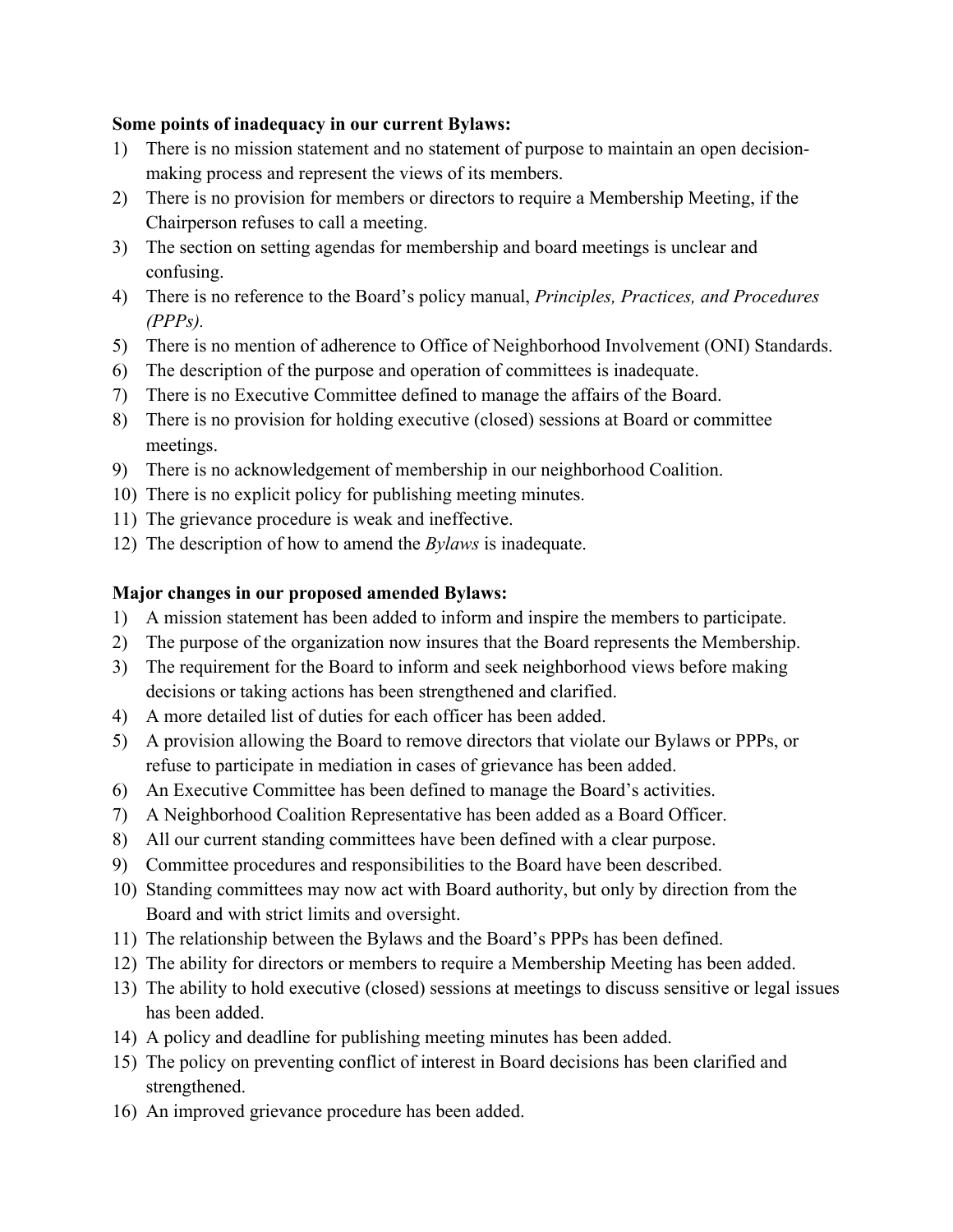**Some points of inadequacy in our current Bylaws:**

1) There is no mission statement and no statement of purpose to maintain an open decision-making process and represent the views of its members.
2) There is no provision for members or directors to require a Membership Meeting, if the Chairperson refuses to call a meeting.
3) The section on setting agendas for membership and board meetings is unclear and confusing.
4) There is no reference to the Board's policy manual, *Principles, Practices, and Procedures (PPPs).*
5) There is no mention of adherence to Office of Neighborhood Involvement (ONI) Standards.
6) The description of the purpose and operation of committees is inadequate.
7) There is no Executive Committee defined to manage the affairs of the Board.
8) There is no provision for holding executive (closed) sessions at Board or committee meetings.
9) There is no acknowledgement of membership in our neighborhood Coalition.
10) There is no explicit policy for publishing meeting minutes.
11) The grievance procedure is weak and ineffective.
12) The description of how to amend the *Bylaws* is inadequate.

**Major changes in our proposed amended Bylaws:**

1) A mission statement has been added to inform and inspire the members to participate.
2) The purpose of the organization now insures that the Board represents the Membership.
3) The requirement for the Board to inform and seek neighborhood views before making decisions or taking actions has been strengthened and clarified.
4) A more detailed list of duties for each officer has been added.
5) A provision allowing the Board to remove directors that violate our Bylaws or PPPs, or refuse to participate in mediation in cases of grievance has been added.
6) An Executive Committee has been defined to manage the Board's activities.
7) A Neighborhood Coalition Representative has been added as a Board Officer.
8) All our current standing committees have been defined with a clear purpose.
9) Committee procedures and responsibilities to the Board have been described.
10) Standing committees may now act with Board authority, but only by direction from the Board and with strict limits and oversight.
11) The relationship between the Bylaws and the Board's PPPs has been defined.
12) The ability for directors or members to require a Membership Meeting has been added.
13) The ability to hold executive (closed) sessions at meetings to discuss sensitive or legal issues has been added.
14) A policy and deadline for publishing meeting minutes has been added.
15) The policy on preventing conflict of interest in Board decisions has been clarified and strengthened.
16) An improved grievance procedure has been added.